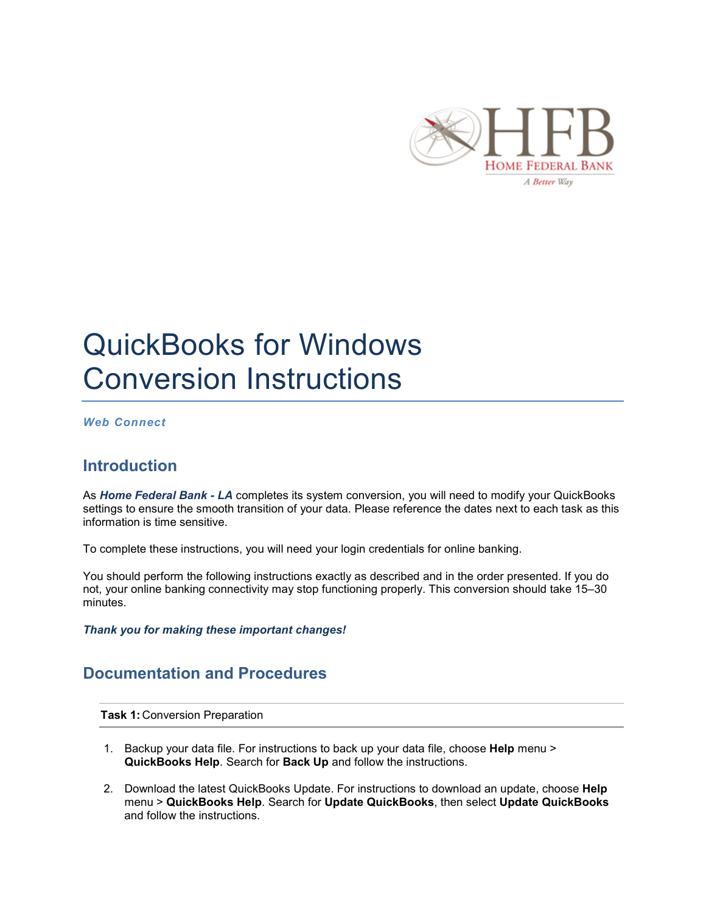HFB
HOME FEDERAL BANK
*A Better Way*

# QuickBooks for Windows Conversion Instructions

***Web Connect***

## Introduction

As ***Home Federal Bank - LA*** completes its system conversion, you will need to modify your QuickBooks settings to ensure the smooth transition of your data. Please reference the dates next to each task as this information is time sensitive.

To complete these instructions, you will need your login credentials for online banking.

You should perform the following instructions exactly as described and in the order presented. If you do not, your online banking connectivity may stop functioning properly. This conversion should take 15–30 minutes.

***Thank you for making these important changes!***

## Documentation and Procedures

**Task 1:** Conversion Preparation

1. Backup your data file. For instructions to back up your data file, choose **Help** menu > **QuickBooks Help**. Search for **Back Up** and follow the instructions.
2. Download the latest QuickBooks Update. For instructions to download an update, choose **Help** menu > **QuickBooks Help**. Search for **Update QuickBooks**, then select **Update QuickBooks** and follow the instructions.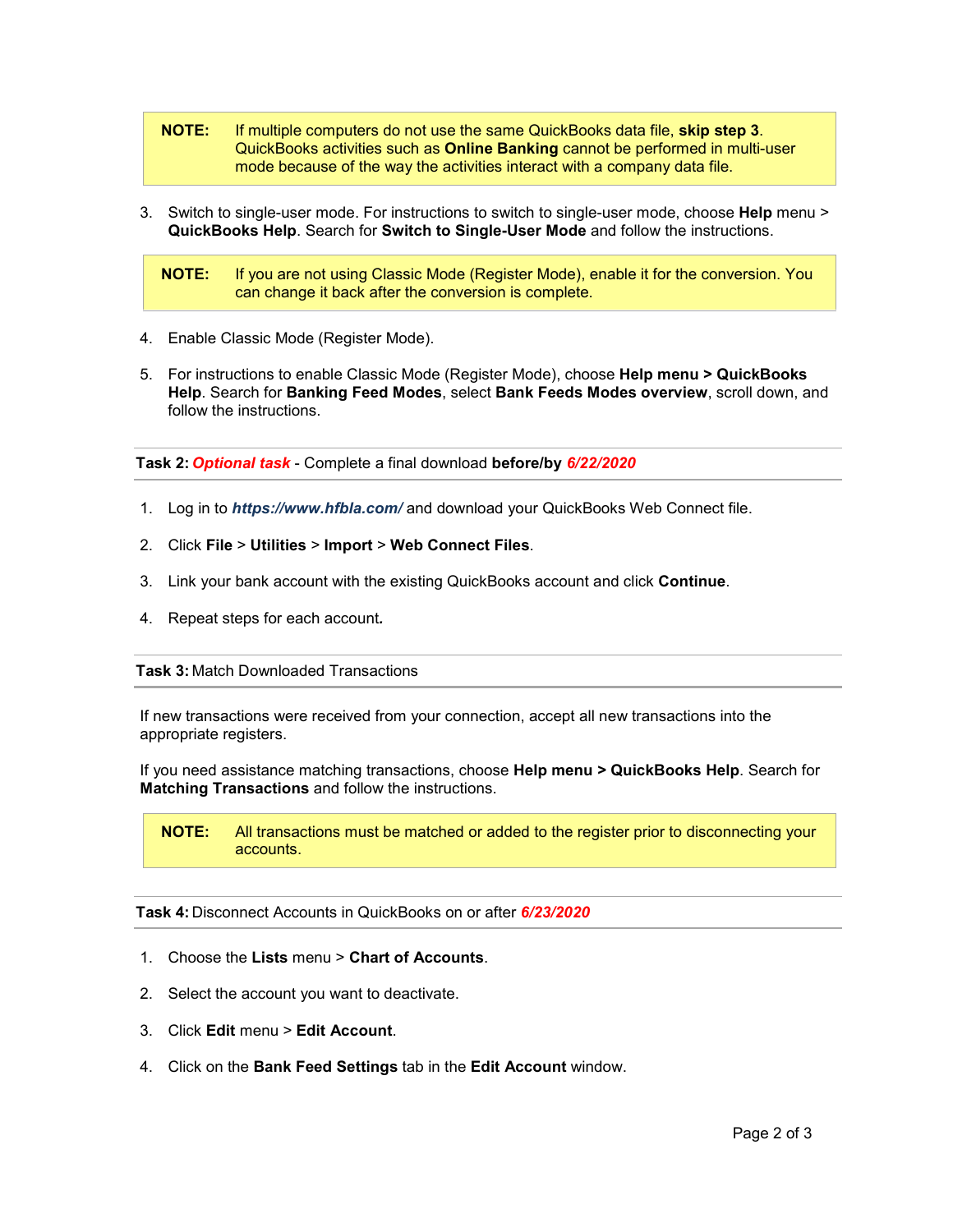> **NOTE:** If multiple computers do not use the same QuickBooks data file, **skip step 3**. QuickBooks activities such as **Online Banking** cannot be performed in multi-user mode because of the way the activities interact with a company data file.

3. Switch to single-user mode. For instructions to switch to single-user mode, choose **Help** menu > **QuickBooks Help**. Search for **Switch to Single-User Mode** and follow the instructions.

> **NOTE:** If you are not using Classic Mode (Register Mode), enable it for the conversion. You can change it back after the conversion is complete.

4. Enable Classic Mode (Register Mode).

5. For instructions to enable Classic Mode (Register Mode), choose **Help menu > QuickBooks Help**. Search for **Banking Feed Modes**, select **Bank Feeds Modes overview**, scroll down, and follow the instructions.

**Task 2:** ***Optional task*** - Complete a final download **before/by** ***6/22/2020***

1. Log in to ***https://www.hfbla.com/*** and download your QuickBooks Web Connect file.
2. Click **File** > **Utilities** > **Import** > **Web Connect Files**.
3. Link your bank account with the existing QuickBooks account and click **Continue**.
4. Repeat steps for each account.

**Task 3:** Match Downloaded Transactions

If new transactions were received from your connection, accept all new transactions into the appropriate registers.

If you need assistance matching transactions, choose **Help menu > QuickBooks Help**. Search for **Matching Transactions** and follow the instructions.

> **NOTE:** All transactions must be matched or added to the register prior to disconnecting your accounts.

**Task 4:** Disconnect Accounts in QuickBooks on or after ***6/23/2020***

1. Choose the **Lists** menu > **Chart of Accounts**.
2. Select the account you want to deactivate.
3. Click **Edit** menu > **Edit Account**.
4. Click on the **Bank Feed Settings** tab in the **Edit Account** window.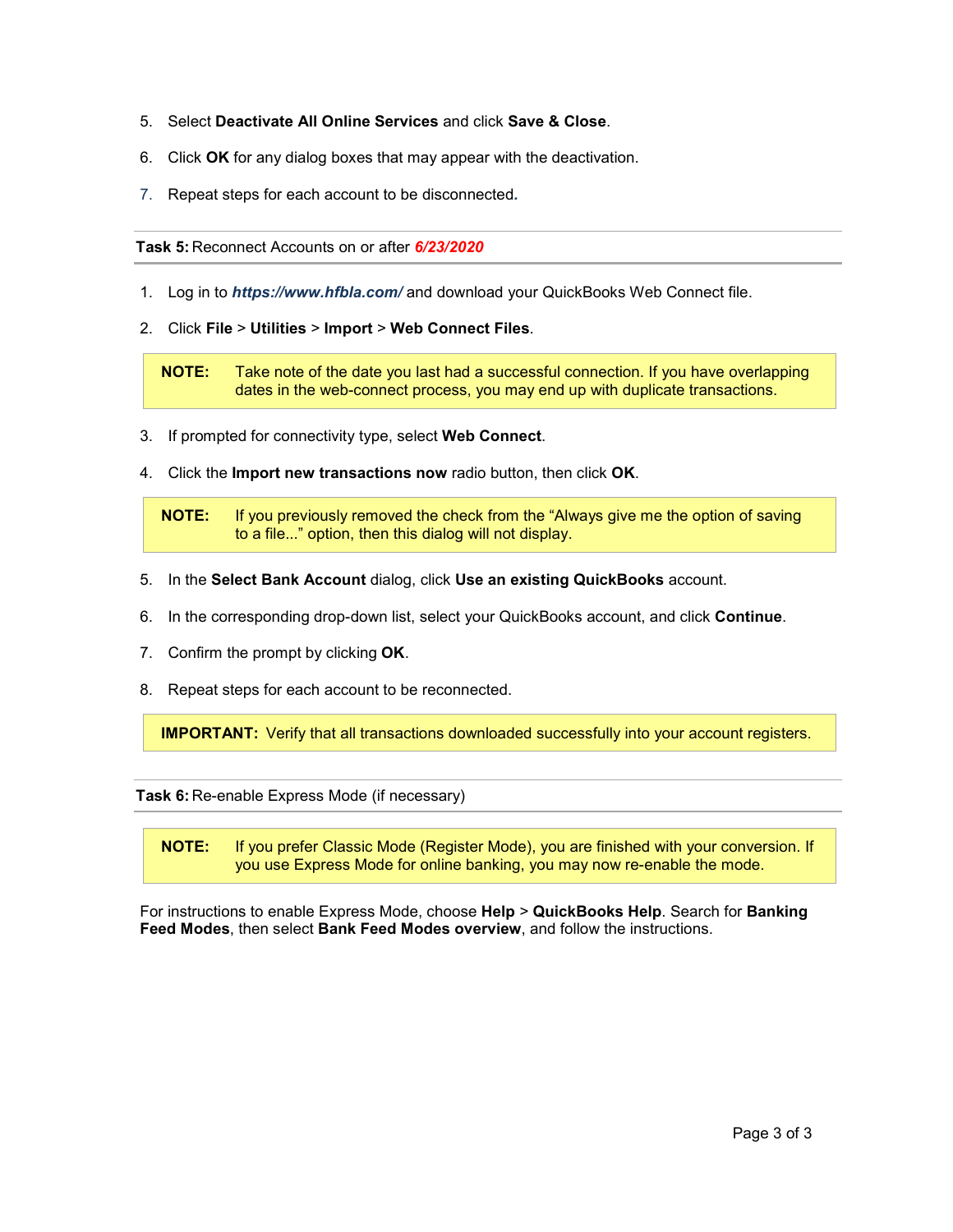5. Select **Deactivate All Online Services** and click **Save & Close**.
6. Click **OK** for any dialog boxes that may appear with the deactivation.
7. Repeat steps for each account to be disconnected.

---

**Task 5:** Reconnect Accounts on or after ***6/23/2020***

---

1. Log in to ***https://www.hfbla.com/*** and download your QuickBooks Web Connect file.
2. Click **File** > **Utilities** > **Import** > **Web Connect Files**.

> **NOTE:** Take note of the date you last had a successful connection. If you have overlapping dates in the web-connect process, you may end up with duplicate transactions.

3. If prompted for connectivity type, select **Web Connect**.
4. Click the **Import new transactions now** radio button, then click **OK**.

> **NOTE:** If you previously removed the check from the "Always give me the option of saving to a file..." option, then this dialog will not display.

5. In the **Select Bank Account** dialog, click **Use an existing QuickBooks** account.
6. In the corresponding drop-down list, select your QuickBooks account, and click **Continue**.
7. Confirm the prompt by clicking **OK**.
8. Repeat steps for each account to be reconnected.

> **IMPORTANT:** Verify that all transactions downloaded successfully into your account registers.

---

**Task 6:** Re-enable Express Mode (if necessary)

---

> **NOTE:** If you prefer Classic Mode (Register Mode), you are finished with your conversion. If you use Express Mode for online banking, you may now re-enable the mode.

For instructions to enable Express Mode, choose **Help** > **QuickBooks Help**. Search for **Banking Feed Modes**, then select **Bank Feed Modes overview**, and follow the instructions.